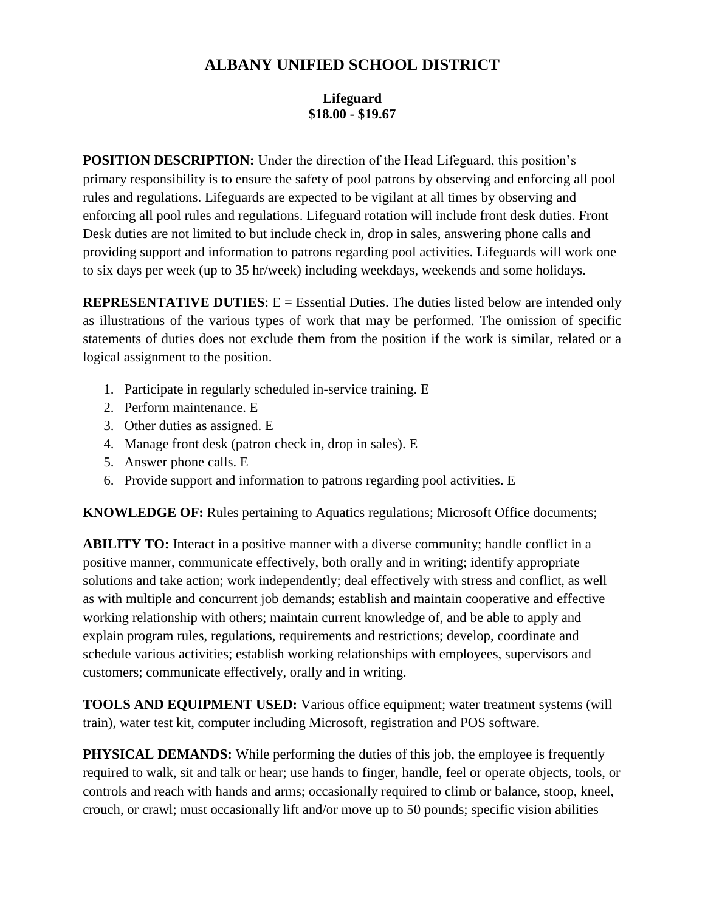# ALBANY UNIFIED SCHOOL DISTRICT

## Lifeguard
## $18.00 - $19.67

**POSITION DESCRIPTION:** Under the direction of the Head Lifeguard, this position's primary responsibility is to ensure the safety of pool patrons by observing and enforcing all pool rules and regulations. Lifeguards are expected to be vigilant at all times by observing and enforcing all pool rules and regulations. Lifeguard rotation will include front desk duties. Front Desk duties are not limited to but include check in, drop in sales, answering phone calls and providing support and information to patrons regarding pool activities. Lifeguards will work one to six days per week (up to 35 hr/week) including weekdays, weekends and some holidays.

**REPRESENTATIVE DUTIES**: E = Essential Duties. The duties listed below are intended only as illustrations of the various types of work that may be performed. The omission of specific statements of duties does not exclude them from the position if the work is similar, related or a logical assignment to the position.

1. Participate in regularly scheduled in-service training. E
2. Perform maintenance. E
3. Other duties as assigned. E
4. Manage front desk (patron check in, drop in sales). E
5. Answer phone calls. E
6. Provide support and information to patrons regarding pool activities. E

**KNOWLEDGE OF:** Rules pertaining to Aquatics regulations; Microsoft Office documents;

**ABILITY TO:** Interact in a positive manner with a diverse community; handle conflict in a positive manner, communicate effectively, both orally and in writing; identify appropriate solutions and take action; work independently; deal effectively with stress and conflict, as well as with multiple and concurrent job demands; establish and maintain cooperative and effective working relationship with others; maintain current knowledge of, and be able to apply and explain program rules, regulations, requirements and restrictions; develop, coordinate and schedule various activities; establish working relationships with employees, supervisors and customers; communicate effectively, orally and in writing.

**TOOLS AND EQUIPMENT USED:** Various office equipment; water treatment systems (will train), water test kit, computer including Microsoft, registration and POS software.

**PHYSICAL DEMANDS:** While performing the duties of this job, the employee is frequently required to walk, sit and talk or hear; use hands to finger, handle, feel or operate objects, tools, or controls and reach with hands and arms; occasionally required to climb or balance, stoop, kneel, crouch, or crawl; must occasionally lift and/or move up to 50 pounds; specific vision abilities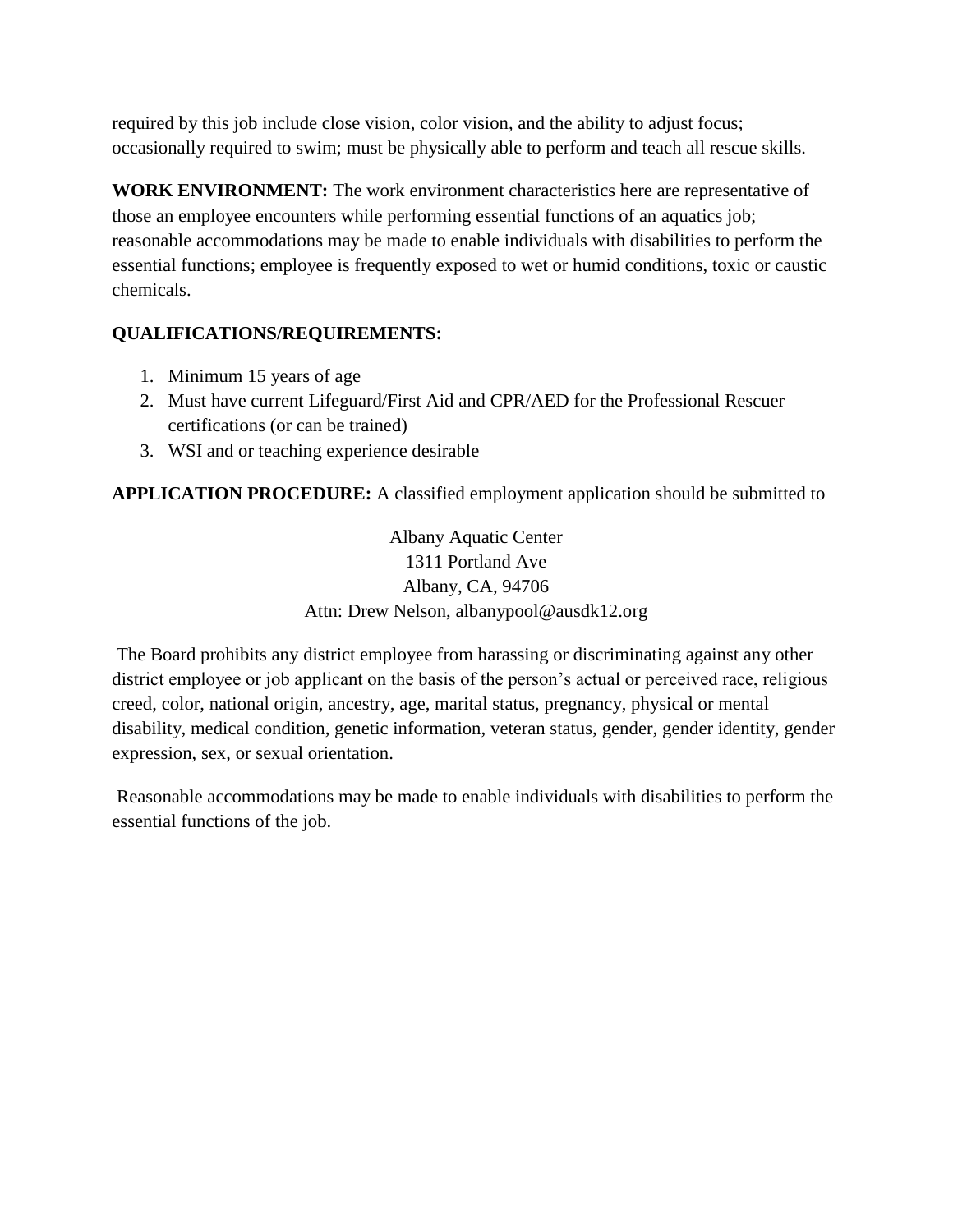required by this job include close vision, color vision, and the ability to adjust focus; occasionally required to swim; must be physically able to perform and teach all rescue skills.

**WORK ENVIRONMENT:** The work environment characteristics here are representative of those an employee encounters while performing essential functions of an aquatics job; reasonable accommodations may be made to enable individuals with disabilities to perform the essential functions; employee is frequently exposed to wet or humid conditions, toxic or caustic chemicals.

**QUALIFICATIONS/REQUIREMENTS:**

1. Minimum 15 years of age
2. Must have current Lifeguard/First Aid and CPR/AED for the Professional Rescuer certifications (or can be trained)
3. WSI and or teaching experience desirable

**APPLICATION PROCEDURE:** A classified employment application should be submitted to

Albany Aquatic Center
1311 Portland Ave
Albany, CA, 94706
Attn: Drew Nelson, albanypool@ausdk12.org

The Board prohibits any district employee from harassing or discriminating against any other district employee or job applicant on the basis of the person's actual or perceived race, religious creed, color, national origin, ancestry, age, marital status, pregnancy, physical or mental disability, medical condition, genetic information, veteran status, gender, gender identity, gender expression, sex, or sexual orientation.

Reasonable accommodations may be made to enable individuals with disabilities to perform the essential functions of the job.